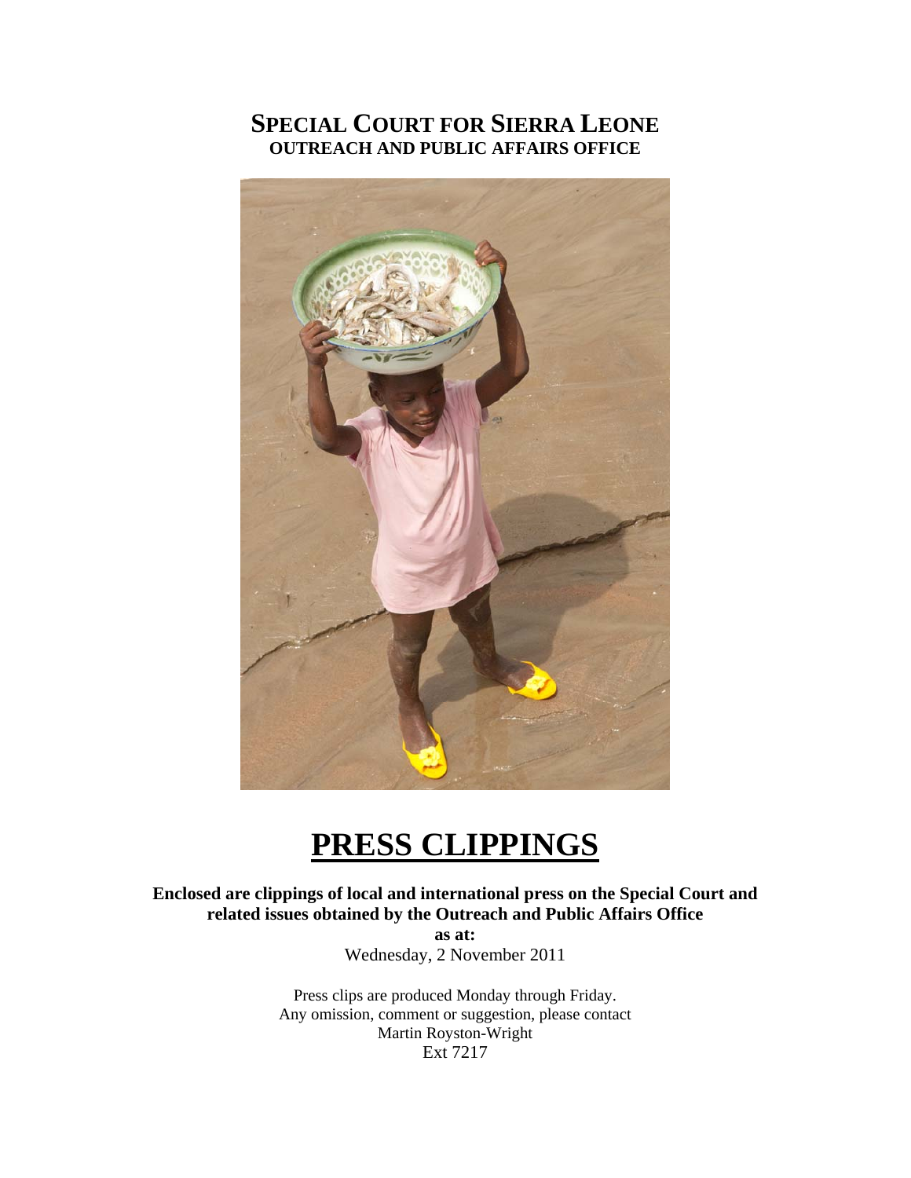# SPECIAL COURT FOR SIERRA LEONE

## OUTREACH AND PUBLIC AFFAIRS OFFICE

# PRESS CLIPPINGS

**Enclosed are clippings of local and international press on the Special Court and related issues obtained by the Outreach and Public Affairs Office**

**as at:**

Wednesday, 2 November 2011

Press clips are produced Monday through Friday.
Any omission, comment or suggestion, please contact
Martin Royston-Wright
Ext 7217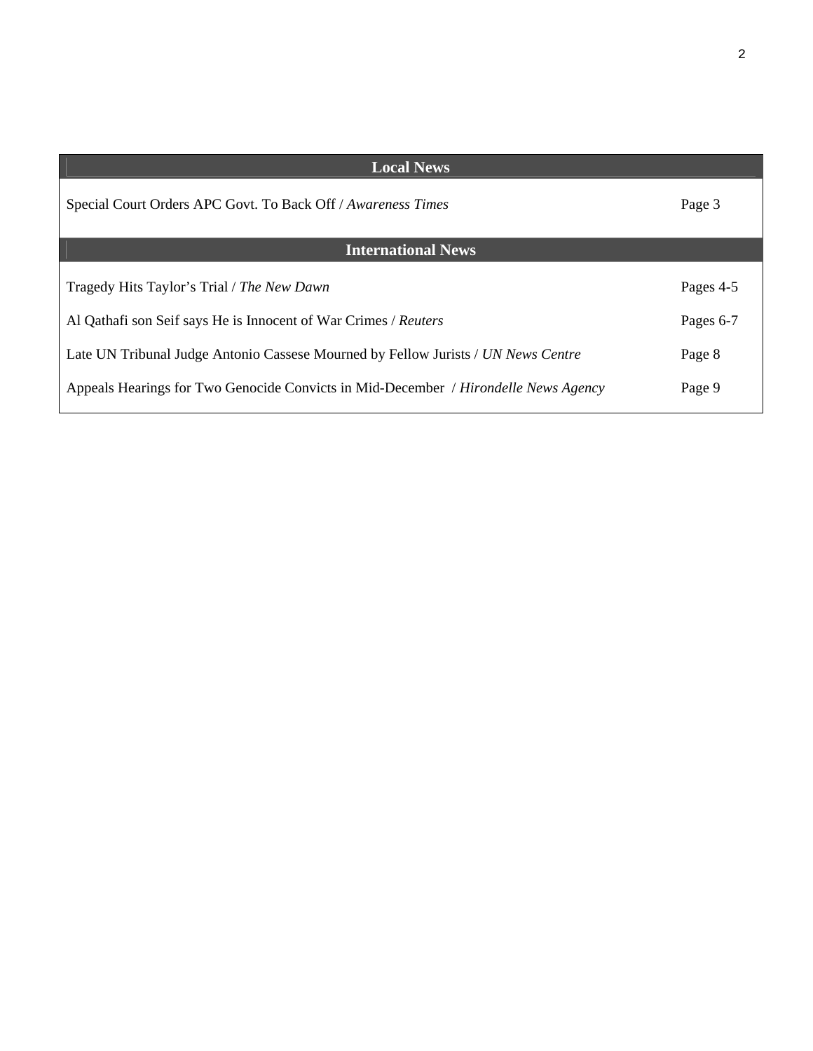| Local News | |
|---|---|
| Special Court Orders APC Govt. To Back Off / *Awareness Times* | Page 3 |
| **International News** | |
| Tragedy Hits Taylor's Trial / *The New Dawn* | Pages 4-5 |
| Al Qathafi son Seif says He is Innocent of War Crimes / *Reuters* | Pages 6-7 |
| Late UN Tribunal Judge Antonio Cassese Mourned by Fellow Jurists / *UN News Centre* | Page 8 |
| Appeals Hearings for Two Genocide Convicts in Mid-December / *Hirondelle News Agency* | Page 9 |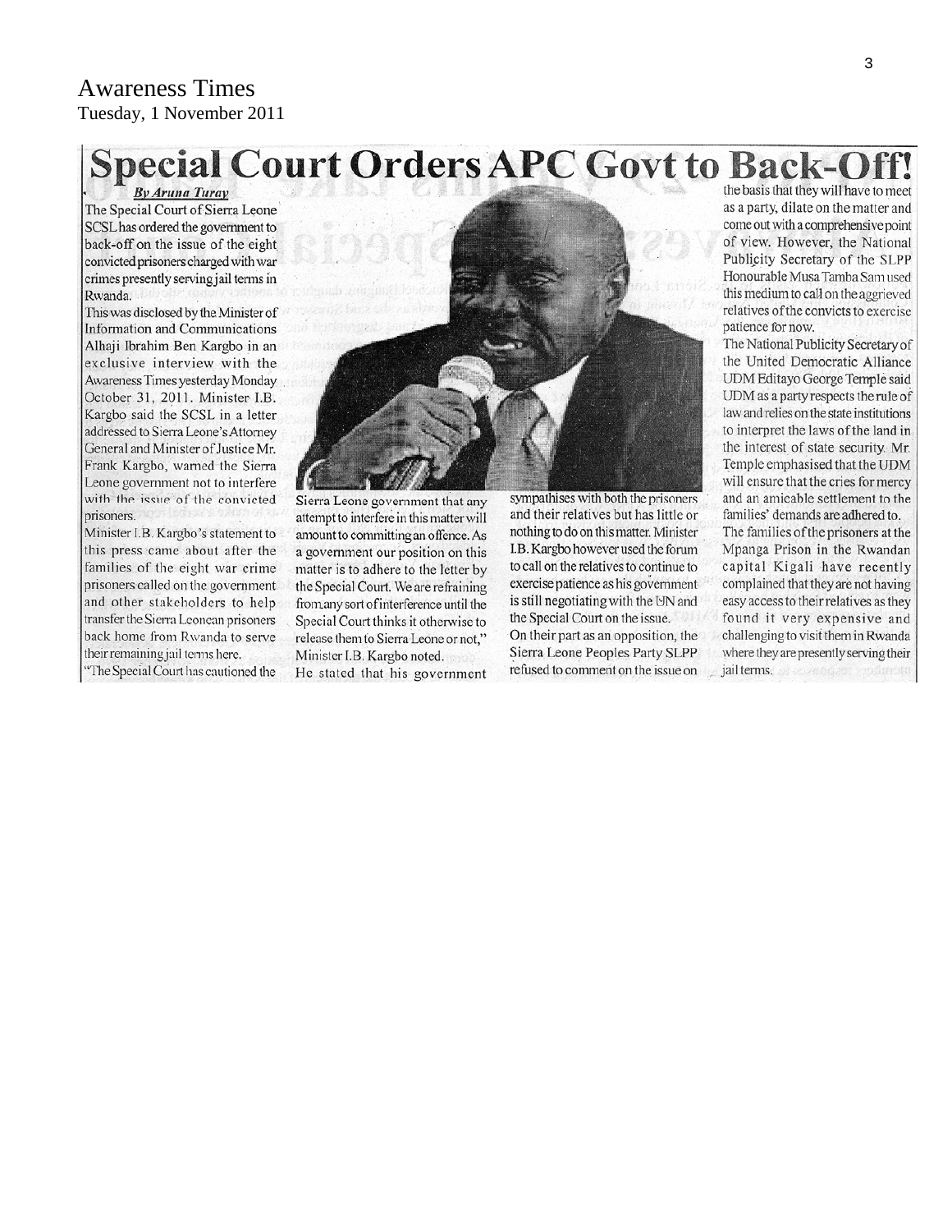Awareness Times
Tuesday, 1 November 2011

# Special Court Orders APC Govt to Back-Off!

***By Aruna Turay***

The Special Court of Sierra Leone SCSL has ordered the government to back-off on the issue of the eight convicted prisoners charged with war crimes presently serving jail terms in Rwanda.

This was disclosed by the Minister of Information and Communications Alhaji Ibrahim Ben Kargbo in an exclusive interview with the Awareness Times yesterday Monday October 31, 2011. Minister I.B. Kargbo said the SCSL in a letter addressed to Sierra Leone's Attorney General and Minister of Justice Mr. Frank Kargbo, warned the Sierra Leone government not to interfere with the issue of the convicted prisoners.

Minister I.B. Kargbo's statement to this press came about after the families of the eight war crime prisoners called on the government and other stakeholders to help transfer the Sierra Leonean prisoners back home from Rwanda to serve their remaining jail terms here.

"The Special Court has cautioned the Sierra Leone government that any attempt to interfere in this matter will amount to committing an offence. As a government our position on this matter is to adhere to the letter by the Special Court. We are refraining from any sort of interference until the Special Court thinks it otherwise to release them to Sierra Leone or not," Minister I.B. Kargbo noted.

He stated that his government sympathises with both the prisoners and their relatives but has little or nothing to do on this matter. Minister I.B. Kargbo however used the forum to call on the relatives to continue to exercise patience as his government is still negotiating with the UN and the Special Court on the issue.

On their part as an opposition, the Sierra Leone Peoples Party SLPP refused to comment on the issue on the basis that they will have to meet as a party, dilate on the matter and come out with a comprehensive point of view. However, the National Publicity Secretary of the SLPP Honourable Musa Tamba Sam used this medium to call on the aggrieved relatives of the convicts to exercise patience for now.

The National Publicity Secretary of the United Democratic Alliance UDM Editayo George Temple said UDM as a party respects the rule of law and relies on the state institutions to interpret the laws of the land in the interest of state security. Mr. Temple emphasised that the UDM will ensure that the cries for mercy and an amicable settlement to the families' demands are adhered to.

The families of the prisoners at the Mpanga Prison in the Rwandan capital Kigali have recently complained that they are not having easy access to their relatives as they found it very expensive and challenging to visit them in Rwanda where they are presently serving their jail terms.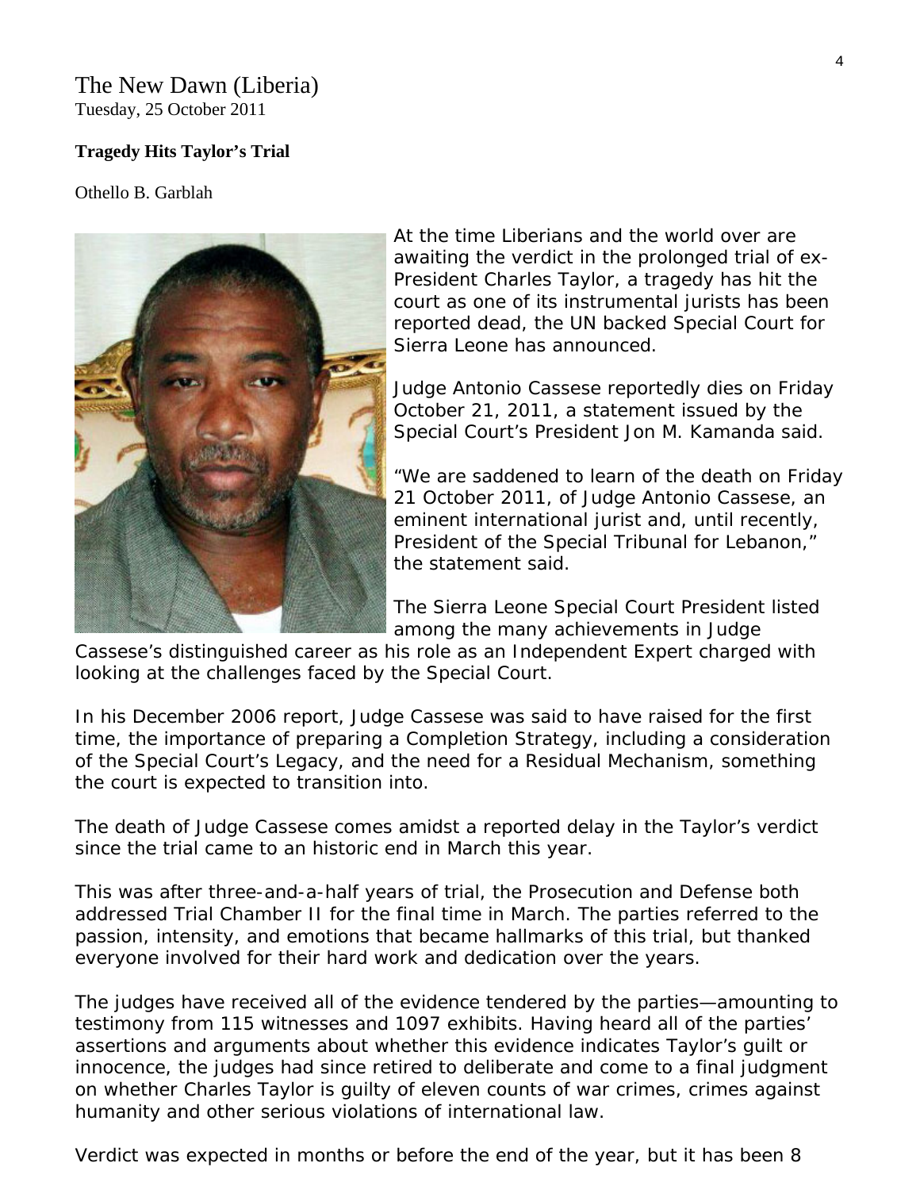The New Dawn (Liberia)
Tuesday, 25 October 2011

**Tragedy Hits Taylor's Trial**

Othello B. Garblah

At the time Liberians and the world over are awaiting the verdict in the prolonged trial of ex-President Charles Taylor, a tragedy has hit the court as one of its instrumental jurists has been reported dead, the UN backed Special Court for Sierra Leone has announced.

Judge Antonio Cassese reportedly dies on Friday October 21, 2011, a statement issued by the Special Court's President Jon M. Kamanda said.

"We are saddened to learn of the death on Friday 21 October 2011, of Judge Antonio Cassese, an eminent international jurist and, until recently, President of the Special Tribunal for Lebanon," the statement said.

The Sierra Leone Special Court President listed among the many achievements in Judge Cassese's distinguished career as his role as an Independent Expert charged with looking at the challenges faced by the Special Court.

In his December 2006 report, Judge Cassese was said to have raised for the first time, the importance of preparing a Completion Strategy, including a consideration of the Special Court's Legacy, and the need for a Residual Mechanism, something the court is expected to transition into.

The death of Judge Cassese comes amidst a reported delay in the Taylor's verdict since the trial came to an historic end in March this year.

This was after three-and-a-half years of trial, the Prosecution and Defense both addressed Trial Chamber II for the final time in March. The parties referred to the passion, intensity, and emotions that became hallmarks of this trial, but thanked everyone involved for their hard work and dedication over the years.

The judges have received all of the evidence tendered by the parties—amounting to testimony from 115 witnesses and 1097 exhibits. Having heard all of the parties' assertions and arguments about whether this evidence indicates Taylor's guilt or innocence, the judges had since retired to deliberate and come to a final judgment on whether Charles Taylor is guilty of eleven counts of war crimes, crimes against humanity and other serious violations of international law.

Verdict was expected in months or before the end of the year, but it has been 8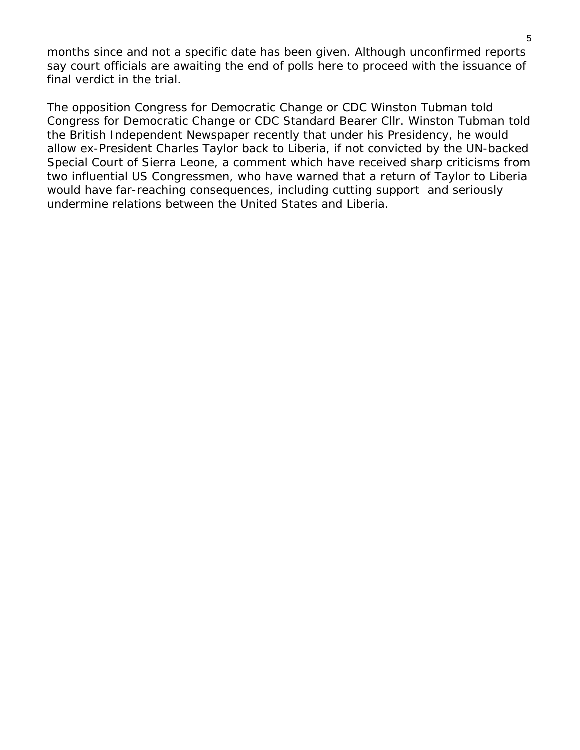months since and not a specific date has been given. Although unconfirmed reports say court officials are awaiting the end of polls here to proceed with the issuance of final verdict in the trial.

The opposition Congress for Democratic Change or CDC Winston Tubman told Congress for Democratic Change or CDC Standard Bearer Cllr. Winston Tubman told the British Independent Newspaper recently that under his Presidency, he would allow ex-President Charles Taylor back to Liberia, if not convicted by the UN-backed Special Court of Sierra Leone, a comment which have received sharp criticisms from two influential US Congressmen, who have warned that a return of Taylor to Liberia would have far-reaching consequences, including cutting support and seriously undermine relations between the United States and Liberia.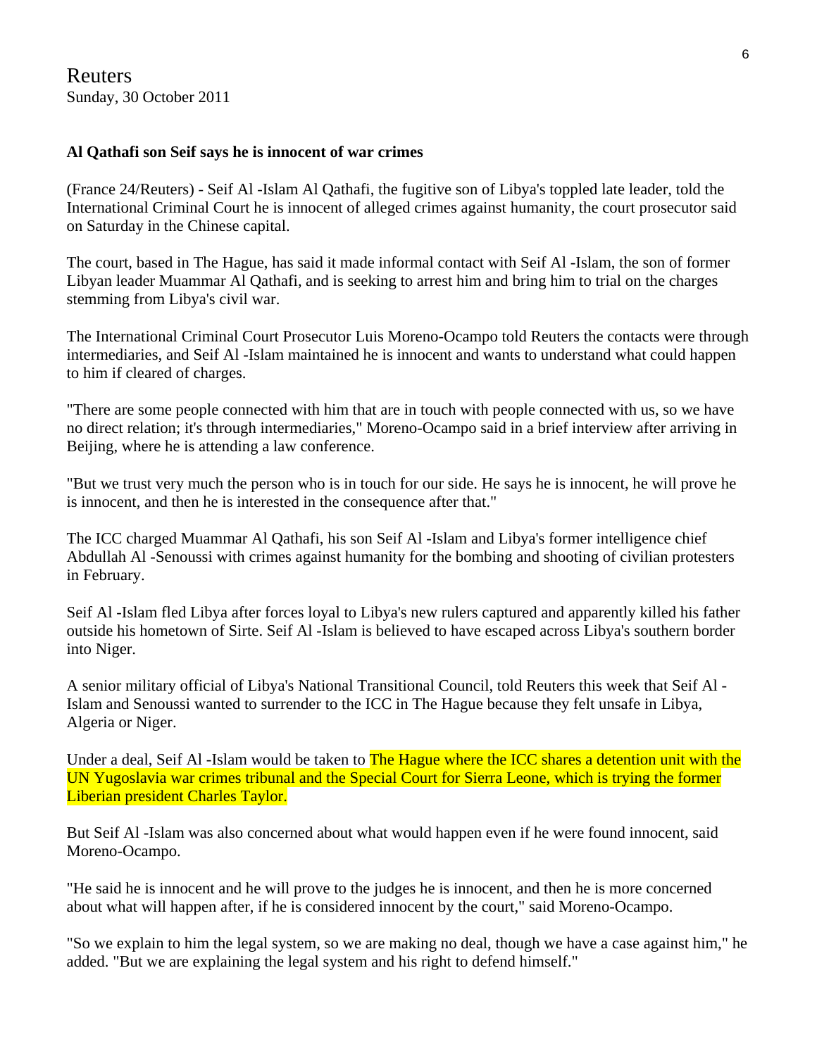Reuters
Sunday, 30 October 2011

**Al Qathafi son Seif says he is innocent of war crimes**

(France 24/Reuters) - Seif Al -Islam Al Qathafi, the fugitive son of Libya's toppled late leader, told the International Criminal Court he is innocent of alleged crimes against humanity, the court prosecutor said on Saturday in the Chinese capital.

The court, based in The Hague, has said it made informal contact with Seif Al -Islam, the son of former Libyan leader Muammar Al Qathafi, and is seeking to arrest him and bring him to trial on the charges stemming from Libya's civil war.

The International Criminal Court Prosecutor Luis Moreno-Ocampo told Reuters the contacts were through intermediaries, and Seif Al -Islam maintained he is innocent and wants to understand what could happen to him if cleared of charges.

"There are some people connected with him that are in touch with people connected with us, so we have no direct relation; it's through intermediaries," Moreno-Ocampo said in a brief interview after arriving in Beijing, where he is attending a law conference.

"But we trust very much the person who is in touch for our side. He says he is innocent, he will prove he is innocent, and then he is interested in the consequence after that."

The ICC charged Muammar Al Qathafi, his son Seif Al -Islam and Libya's former intelligence chief Abdullah Al -Senoussi with crimes against humanity for the bombing and shooting of civilian protesters in February.

Seif Al -Islam fled Libya after forces loyal to Libya's new rulers captured and apparently killed his father outside his hometown of Sirte. Seif Al -Islam is believed to have escaped across Libya's southern border into Niger.

A senior military official of Libya's National Transitional Council, told Reuters this week that Seif Al -Islam and Senoussi wanted to surrender to the ICC in The Hague because they felt unsafe in Libya, Algeria or Niger.

Under a deal, Seif Al -Islam would be taken to The Hague where the ICC shares a detention unit with the UN Yugoslavia war crimes tribunal and the Special Court for Sierra Leone, which is trying the former Liberian president Charles Taylor.

But Seif Al -Islam was also concerned about what would happen even if he were found innocent, said Moreno-Ocampo.

"He said he is innocent and he will prove to the judges he is innocent, and then he is more concerned about what will happen after, if he is considered innocent by the court," said Moreno-Ocampo.

"So we explain to him the legal system, so we are making no deal, though we have a case against him," he added. "But we are explaining the legal system and his right to defend himself."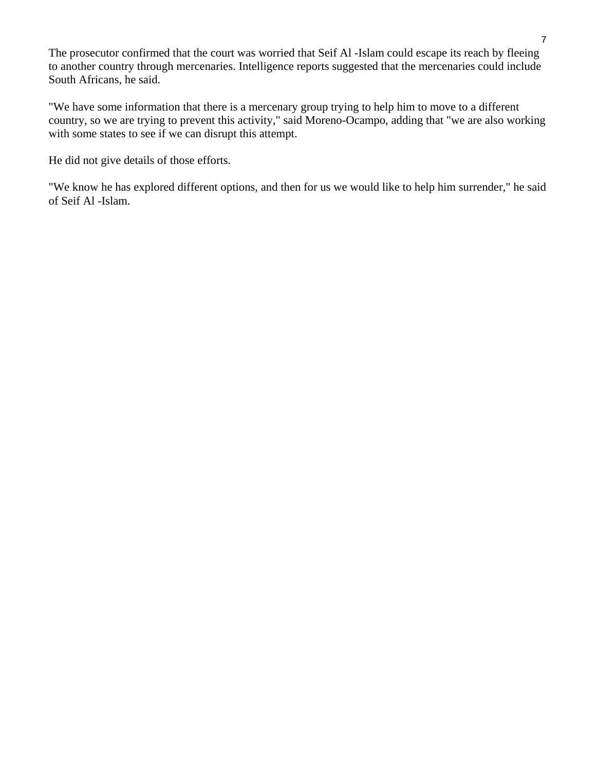The prosecutor confirmed that the court was worried that Seif Al -Islam could escape its reach by fleeing to another country through mercenaries. Intelligence reports suggested that the mercenaries could include South Africans, he said.

"We have some information that there is a mercenary group trying to help him to move to a different country, so we are trying to prevent this activity," said Moreno-Ocampo, adding that "we are also working with some states to see if we can disrupt this attempt.

He did not give details of those efforts.

"We know he has explored different options, and then for us we would like to help him surrender," he said of Seif Al -Islam.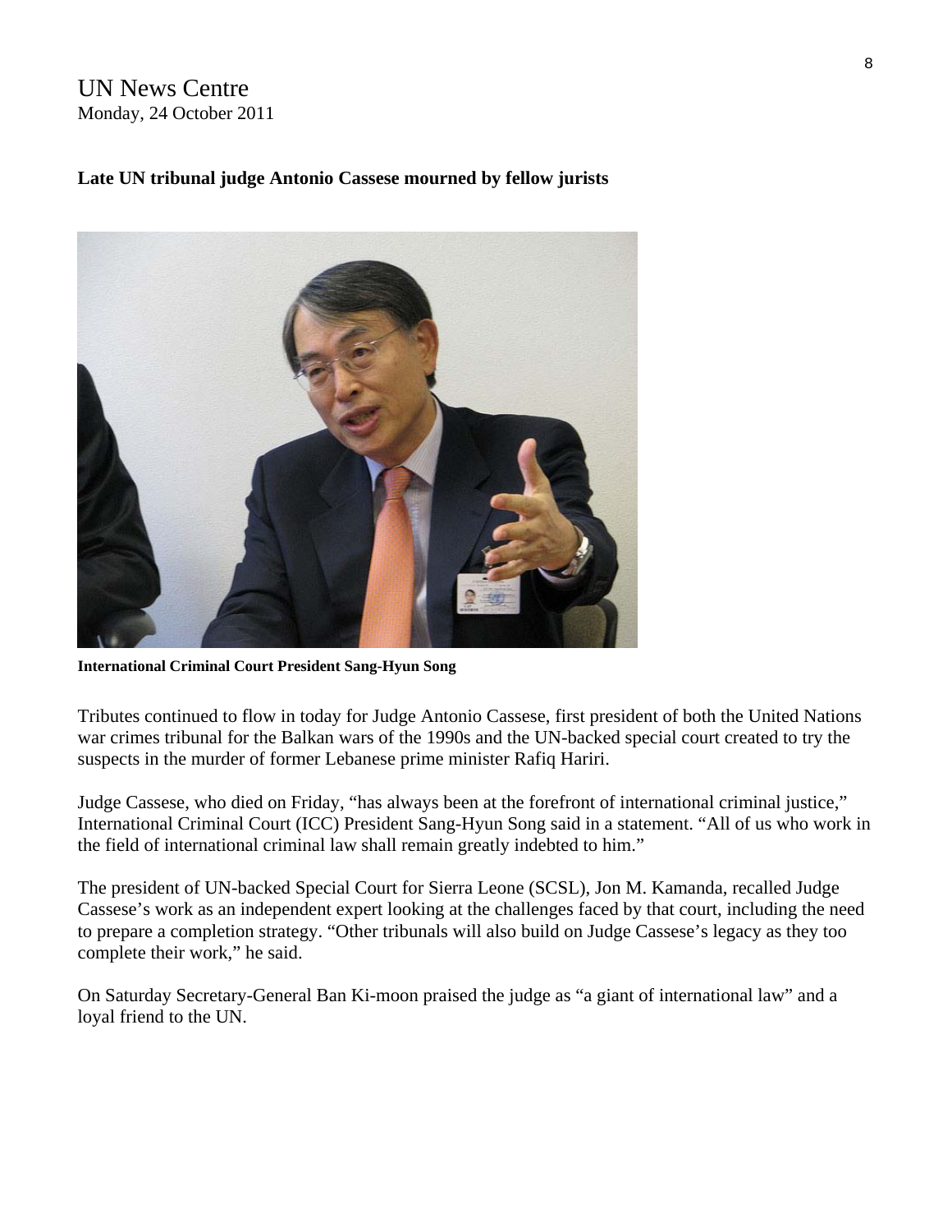UN News Centre
Monday, 24 October 2011

**Late UN tribunal judge Antonio Cassese mourned by fellow jurists**

**International Criminal Court President Sang-Hyun Song**

Tributes continued to flow in today for Judge Antonio Cassese, first president of both the United Nations war crimes tribunal for the Balkan wars of the 1990s and the UN-backed special court created to try the suspects in the murder of former Lebanese prime minister Rafiq Hariri.

Judge Cassese, who died on Friday, "has always been at the forefront of international criminal justice," International Criminal Court (ICC) President Sang-Hyun Song said in a statement. "All of us who work in the field of international criminal law shall remain greatly indebted to him."

The president of UN-backed Special Court for Sierra Leone (SCSL), Jon M. Kamanda, recalled Judge Cassese's work as an independent expert looking at the challenges faced by that court, including the need to prepare a completion strategy. "Other tribunals will also build on Judge Cassese's legacy as they too complete their work," he said.

On Saturday Secretary-General Ban Ki-moon praised the judge as "a giant of international law" and a loyal friend to the UN.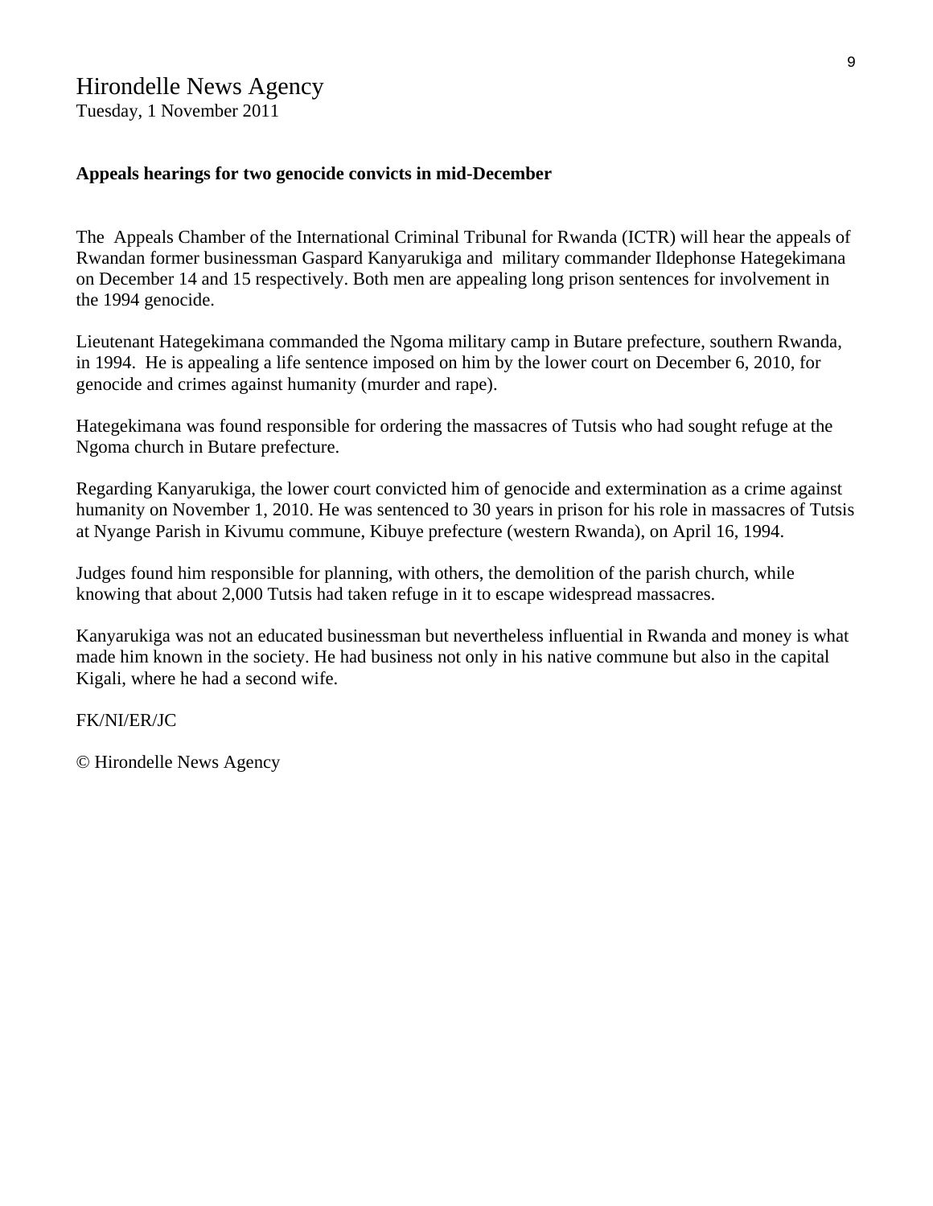Hirondelle News Agency
Tuesday, 1 November 2011

**Appeals hearings for two genocide convicts in mid-December**

The Appeals Chamber of the International Criminal Tribunal for Rwanda (ICTR) will hear the appeals of Rwandan former businessman Gaspard Kanyarukiga and military commander Ildephonse Hategekimana on December 14 and 15 respectively. Both men are appealing long prison sentences for involvement in the 1994 genocide.

Lieutenant Hategekimana commanded the Ngoma military camp in Butare prefecture, southern Rwanda, in 1994. He is appealing a life sentence imposed on him by the lower court on December 6, 2010, for genocide and crimes against humanity (murder and rape).

Hategekimana was found responsible for ordering the massacres of Tutsis who had sought refuge at the Ngoma church in Butare prefecture.

Regarding Kanyarukiga, the lower court convicted him of genocide and extermination as a crime against humanity on November 1, 2010. He was sentenced to 30 years in prison for his role in massacres of Tutsis at Nyange Parish in Kivumu commune, Kibuye prefecture (western Rwanda), on April 16, 1994.

Judges found him responsible for planning, with others, the demolition of the parish church, while knowing that about 2,000 Tutsis had taken refuge in it to escape widespread massacres.

Kanyarukiga was not an educated businessman but nevertheless influential in Rwanda and money is what made him known in the society. He had business not only in his native commune but also in the capital Kigali, where he had a second wife.

FK/NI/ER/JC

© Hirondelle News Agency